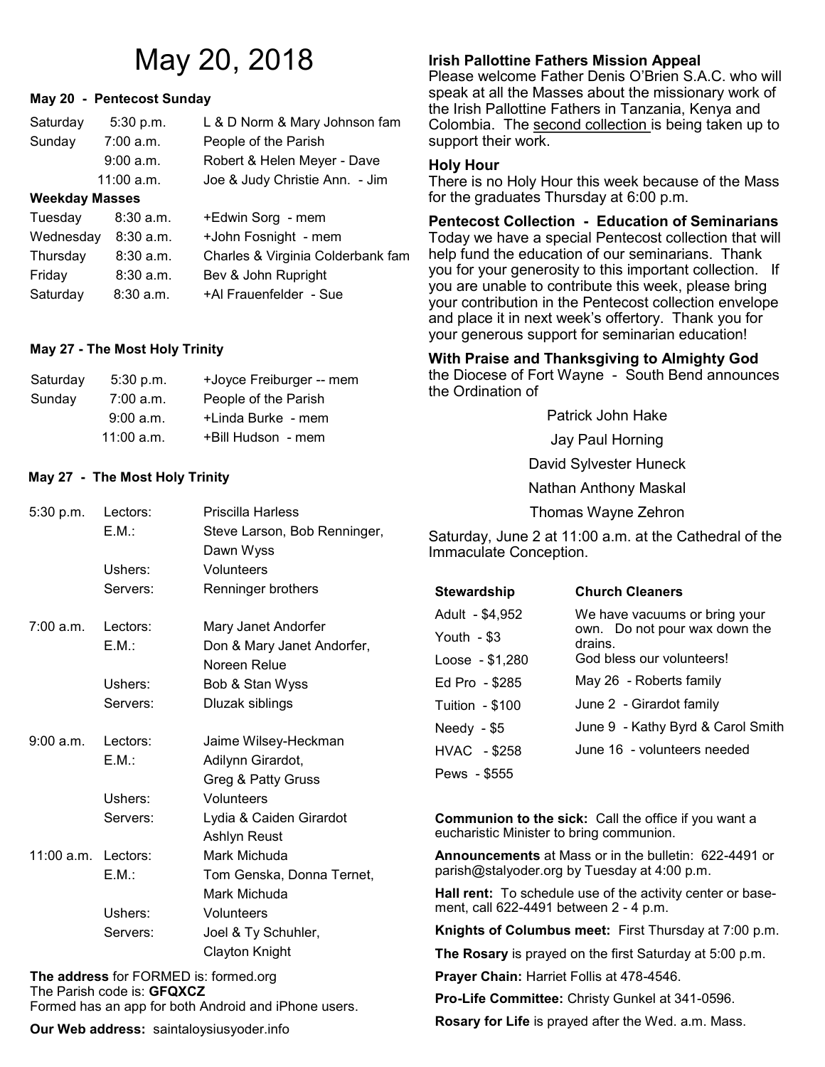# May 20, 2018

**May 20 - Pentecost Sunday**

| | | |
|---|---|---|
| Saturday | 5:30 p.m. | L & D Norm & Mary Johnson fam |
| Sunday | 7:00 a.m. | People of the Parish |
| | 9:00 a.m. | Robert & Helen Meyer - Dave |
| | 11:00 a.m. | Joe & Judy Christie Ann. - Jim |

**Weekday Masses**

| | | |
|---|---|---|
| Tuesday | 8:30 a.m. | +Edwin Sorg - mem |
| Wednesday | 8:30 a.m. | +John Fosnight - mem |
| Thursday | 8:30 a.m. | Charles & Virginia Colderbank fam |
| Friday | 8:30 a.m. | Bev & John Rupright |
| Saturday | 8:30 a.m. | +Al Frauenfelder - Sue |

**May 27 - The Most Holy Trinity**

| | | |
|---|---|---|
| Saturday | 5:30 p.m. | +Joyce Freiburger -- mem |
| Sunday | 7:00 a.m. | People of the Parish |
| | 9:00 a.m. | +Linda Burke - mem |
| | 11:00 a.m. | +Bill Hudson - mem |

**May 27 - The Most Holy Trinity**

| | | |
|---|---|---|
| 5:30 p.m. | Lectors: | Priscilla Harless |
| | E.M.: | Steve Larson, Bob Renninger, Dawn Wyss |
| | Ushers: | Volunteers |
| | Servers: | Renninger brothers |
| 7:00 a.m. | Lectors: | Mary Janet Andorfer |
| | E.M.: | Don & Mary Janet Andorfer, Noreen Relue |
| | Ushers: | Bob & Stan Wyss |
| | Servers: | Dluzak siblings |
| 9:00 a.m. | Lectors: | Jaime Wilsey-Heckman |
| | E.M.: | Adilynn Girardot, Greg & Patty Gruss |
| | Ushers: | Volunteers |
| | Servers: | Lydia & Caiden Girardot Ashlyn Reust |
| 11:00 a.m. | Lectors: | Mark Michuda |
| | E.M.: | Tom Genska, Donna Ternet, Mark Michuda |
| | Ushers: | Volunteers |
| | Servers: | Joel & Ty Schuhler, Clayton Knight |

**The address** for FORMED is: formed.org
The Parish code is: **GFQXCZ**
Formed has an app for both Android and iPhone users.

**Our Web address:** saintaloysiusyoder.info

**Irish Pallottine Fathers Mission Appeal**
Please welcome Father Denis O'Brien S.A.C. who will speak at all the Masses about the missionary work of the Irish Pallottine Fathers in Tanzania, Kenya and Colombia. The second collection is being taken up to support their work.

**Holy Hour**
There is no Holy Hour this week because of the Mass for the graduates Thursday at 6:00 p.m.

**Pentecost Collection - Education of Seminarians**
Today we have a special Pentecost collection that will help fund the education of our seminarians. Thank you for your generosity to this important collection. If you are unable to contribute this week, please bring your contribution in the Pentecost collection envelope and place it in next week's offertory. Thank you for your generous support for seminarian education!

**With Praise and Thanksgiving to Almighty God**
the Diocese of Fort Wayne - South Bend announces the Ordination of

Patrick John Hake
Jay Paul Horning
David Sylvester Huneck
Nathan Anthony Maskal
Thomas Wayne Zehron

Saturday, June 2 at 11:00 a.m. at the Cathedral of the Immaculate Conception.

**Stewardship**

- Adult - $4,952
- Youth - $3
- Loose - $1,280
- Ed Pro - $285
- Tuition - $100
- Needy - $5
- HVAC - $258
- Pews - $555

**Church Cleaners**

We have vacuums or bring your own. Do not pour wax down the drains.
God bless our volunteers!

- May 26 - Roberts family
- June 2 - Girardot family
- June 9 - Kathy Byrd & Carol Smith
- June 16 - volunteers needed

**Communion to the sick:** Call the office if you want a eucharistic Minister to bring communion.

**Announcements** at Mass or in the bulletin: 622-4491 or parish@stalyoder.org by Tuesday at 4:00 p.m.

**Hall rent:** To schedule use of the activity center or basement, call 622-4491 between 2 - 4 p.m.

**Knights of Columbus meet:** First Thursday at 7:00 p.m.

**The Rosary** is prayed on the first Saturday at 5:00 p.m.

**Prayer Chain:** Harriet Follis at 478-4546.

**Pro-Life Committee:** Christy Gunkel at 341-0596.

**Rosary for Life** is prayed after the Wed. a.m. Mass.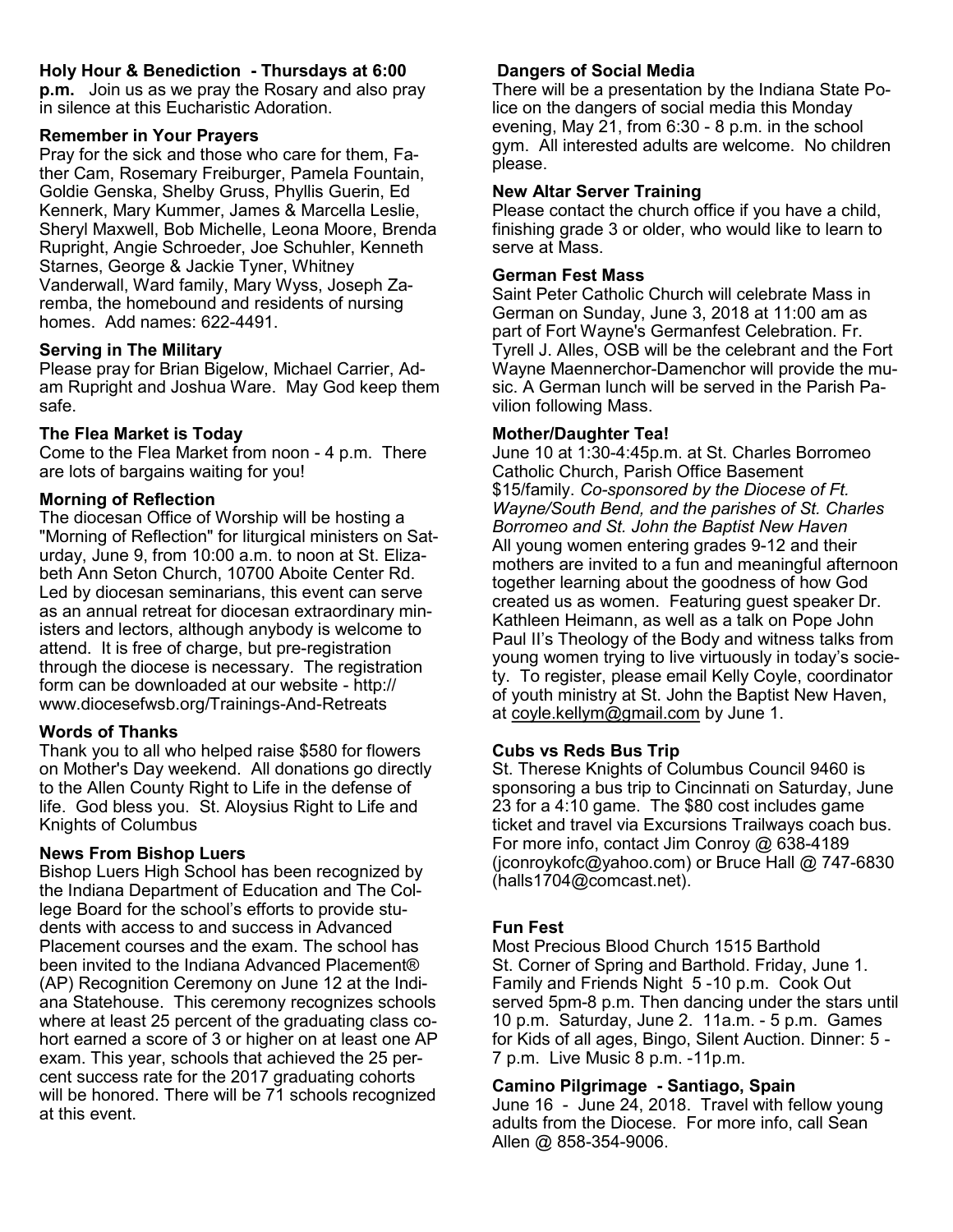**Holy Hour & Benediction - Thursdays at 6:00 p.m.** Join us as we pray the Rosary and also pray in silence at this Eucharistic Adoration.

**Remember in Your Prayers**

Pray for the sick and those who care for them, Father Cam, Rosemary Freiburger, Pamela Fountain, Goldie Genska, Shelby Gruss, Phyllis Guerin, Ed Kennerk, Mary Kummer, James & Marcella Leslie, Sheryl Maxwell, Bob Michelle, Leona Moore, Brenda Rupright, Angie Schroeder, Joe Schuhler, Kenneth Starnes, George & Jackie Tyner, Whitney Vanderwall, Ward family, Mary Wyss, Joseph Zaremba, the homebound and residents of nursing homes. Add names: 622-4491.

**Serving in The Military**

Please pray for Brian Bigelow, Michael Carrier, Adam Rupright and Joshua Ware. May God keep them safe.

**The Flea Market is Today**

Come to the Flea Market from noon - 4 p.m. There are lots of bargains waiting for you!

**Morning of Reflection**

The diocesan Office of Worship will be hosting a "Morning of Reflection" for liturgical ministers on Saturday, June 9, from 10:00 a.m. to noon at St. Elizabeth Ann Seton Church, 10700 Aboite Center Rd. Led by diocesan seminarians, this event can serve as an annual retreat for diocesan extraordinary ministers and lectors, although anybody is welcome to attend. It is free of charge, but pre-registration through the diocese is necessary. The registration form can be downloaded at our website - http://www.diocesefwsb.org/Trainings-And-Retreats

**Words of Thanks**

Thank you to all who helped raise $580 for flowers on Mother's Day weekend. All donations go directly to the Allen County Right to Life in the defense of life. God bless you. St. Aloysius Right to Life and Knights of Columbus

**News From Bishop Luers**

Bishop Luers High School has been recognized by the Indiana Department of Education and The College Board for the school's efforts to provide students with access to and success in Advanced Placement courses and the exam. The school has been invited to the Indiana Advanced Placement® (AP) Recognition Ceremony on June 12 at the Indiana Statehouse. This ceremony recognizes schools where at least 25 percent of the graduating class cohort earned a score of 3 or higher on at least one AP exam. This year, schools that achieved the 25 percent success rate for the 2017 graduating cohorts will be honored. There will be 71 schools recognized at this event.

**Dangers of Social Media**

There will be a presentation by the Indiana State Police on the dangers of social media this Monday evening, May 21, from 6:30 - 8 p.m. in the school gym. All interested adults are welcome. No children please.

**New Altar Server Training**

Please contact the church office if you have a child, finishing grade 3 or older, who would like to learn to serve at Mass.

**German Fest Mass**

Saint Peter Catholic Church will celebrate Mass in German on Sunday, June 3, 2018 at 11:00 am as part of Fort Wayne's Germanfest Celebration. Fr. Tyrell J. Alles, OSB will be the celebrant and the Fort Wayne Maennerchor-Damenchor will provide the music. A German lunch will be served in the Parish Pavilion following Mass.

**Mother/Daughter Tea!**

June 10 at 1:30-4:45p.m. at St. Charles Borromeo Catholic Church, Parish Office Basement
$15/family. *Co-sponsored by the Diocese of Ft. Wayne/South Bend, and the parishes of St. Charles Borromeo and St. John the Baptist New Haven*
All young women entering grades 9-12 and their mothers are invited to a fun and meaningful afternoon together learning about the goodness of how God created us as women. Featuring guest speaker Dr. Kathleen Heimann, as well as a talk on Pope John Paul II's Theology of the Body and witness talks from young women trying to live virtuously in today's society. To register, please email Kelly Coyle, coordinator of youth ministry at St. John the Baptist New Haven, at coyle.kellym@gmail.com by June 1.

**Cubs vs Reds Bus Trip**

St. Therese Knights of Columbus Council 9460 is sponsoring a bus trip to Cincinnati on Saturday, June 23 for a 4:10 game. The $80 cost includes game ticket and travel via Excursions Trailways coach bus. For more info, contact Jim Conroy @ 638-4189 (jconroykofc@yahoo.com) or Bruce Hall @ 747-6830 (halls1704@comcast.net).

**Fun Fest**

Most Precious Blood Church 1515 Barthold St. Corner of Spring and Barthold. Friday, June 1. Family and Friends Night 5 -10 p.m. Cook Out served 5pm-8 p.m. Then dancing under the stars until 10 p.m. Saturday, June 2. 11a.m. - 5 p.m. Games for Kids of all ages, Bingo, Silent Auction. Dinner: 5 - 7 p.m. Live Music 8 p.m. -11p.m.

**Camino Pilgrimage - Santiago, Spain**

June 16 - June 24, 2018. Travel with fellow young adults from the Diocese. For more info, call Sean Allen @ 858-354-9006.